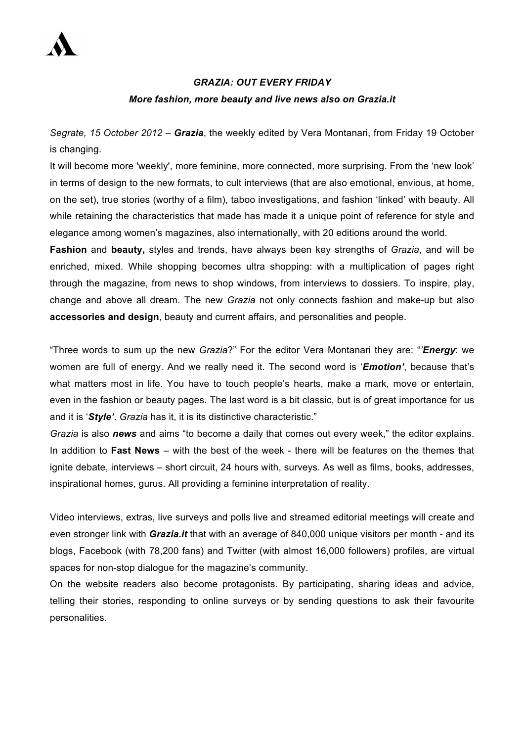***GRAZIA: OUT EVERY FRIDAY***

***More fashion, more beauty and live news also on Grazia.it***

*Segrate, 15 October 2012* – ***Grazia***, the weekly edited by Vera Montanari, from Friday 19 October is changing.

It will become more 'weekly', more feminine, more connected, more surprising. From the 'new look' in terms of design to the new formats, to cult interviews (that are also emotional, envious, at home, on the set), true stories (worthy of a film), taboo investigations, and fashion 'linked' with beauty. All while retaining the characteristics that made has made it a unique point of reference for style and elegance among women's magazines, also internationally, with 20 editions around the world.

**Fashion** and **beauty,** styles and trends, have always been key strengths of *Grazia*, and will be enriched, mixed. While shopping becomes ultra shopping: with a multiplication of pages right through the magazine, from news to shop windows, from interviews to dossiers. To inspire, play, change and above all dream. The new *Grazia* not only connects fashion and make-up but also **accessories and design**, beauty and current affairs, and personalities and people.

"Three words to sum up the new *Grazia*?" For the editor Vera Montanari they are: "'***Energy***: we women are full of energy. And we really need it. The second word is '***Emotion'***, because that's what matters most in life. You have to touch people's hearts, make a mark, move or entertain, even in the fashion or beauty pages. The last word is a bit classic, but is of great importance for us and it is '***Style'***. *Grazia* has it, it is its distinctive characteristic."

*Grazia* is also ***news*** and aims "to become a daily that comes out every week," the editor explains. In addition to **Fast News** – with the best of the week - there will be features on the themes that ignite debate, interviews – short circuit, 24 hours with, surveys. As well as films, books, addresses, inspirational homes, gurus. All providing a feminine interpretation of reality.

Video interviews, extras, live surveys and polls live and streamed editorial meetings will create and even stronger link with ***Grazia.it*** that with an average of 840,000 unique visitors per month - and its blogs, Facebook (with 78,200 fans) and Twitter (with almost 16,000 followers) profiles, are virtual spaces for non-stop dialogue for the magazine's community.

On the website readers also become protagonists. By participating, sharing ideas and advice, telling their stories, responding to online surveys or by sending questions to ask their favourite personalities.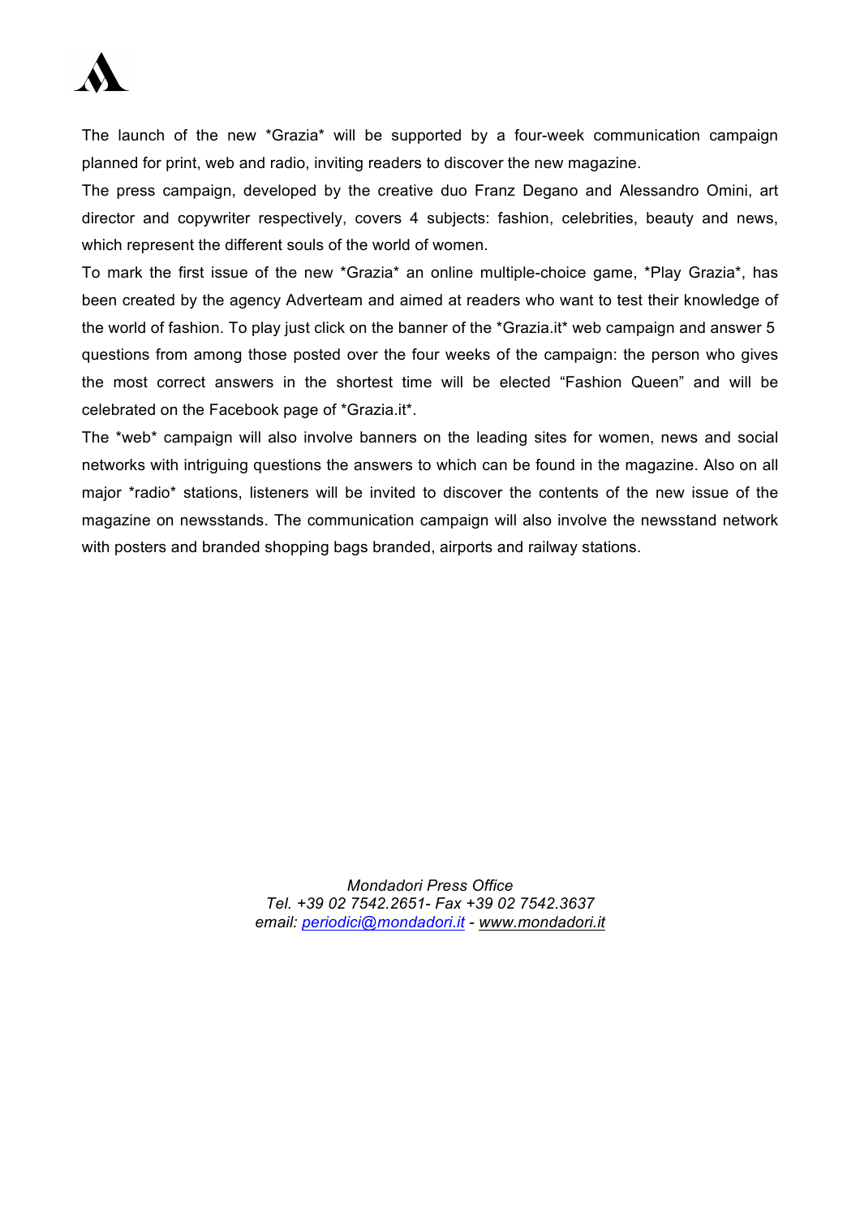The launch of the new *Grazia* will be supported by a four-week communication campaign planned for print, web and radio, inviting readers to discover the new magazine.

The press campaign, developed by the creative duo Franz Degano and Alessandro Omini, art director and copywriter respectively, covers 4 subjects: fashion, celebrities, beauty and news, which represent the different souls of the world of women.

To mark the first issue of the new *Grazia* an online multiple-choice game, *Play Grazia*, has been created by the agency Adverteam and aimed at readers who want to test their knowledge of the world of fashion. To play just click on the banner of the *Grazia.it* web campaign and answer 5 questions from among those posted over the four weeks of the campaign: the person who gives the most correct answers in the shortest time will be elected "Fashion Queen" and will be celebrated on the Facebook page of *Grazia.it*.

The *web* campaign will also involve banners on the leading sites for women, news and social networks with intriguing questions the answers to which can be found in the magazine. Also on all major *radio* stations, listeners will be invited to discover the contents of the new issue of the magazine on newsstands. The communication campaign will also involve the newsstand network with posters and branded shopping bags branded, airports and railway stations.

*Mondadori Press Office*
*Tel. +39 02 7542.2651- Fax +39 02 7542.3637*
*email: periodici@mondadori.it - www.mondadori.it*